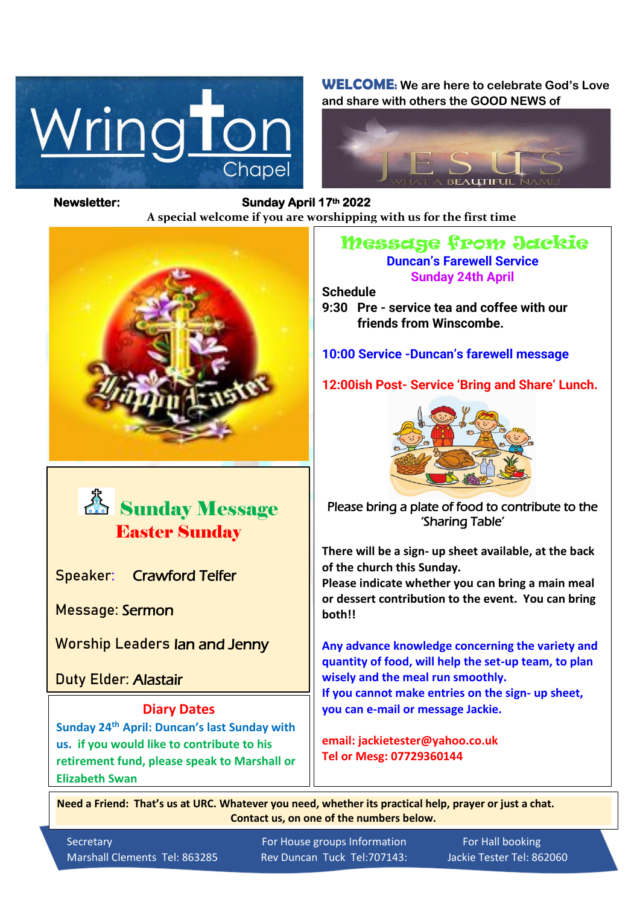# Wrington Chapel

**WELCOME:** We are here to celebrate God's Love and share with others the GOOD NEWS of

JESUS
WHAT A BEAUTIFUL NAME!

**Newsletter:** **Sunday April 17th 2022**

**A special welcome if you are worshipping with us for the first time**

## Message from Jackie

**Duncan's Farewell Service**

**Sunday 24th April**

**Schedule**

**9:30 Pre - service tea and coffee with our friends from Winscombe.**

**10:00 Service -Duncan's farewell message**

**12:00ish Post- Service 'Bring and Share' Lunch.**

Please bring a plate of food to contribute to the 'Sharing Table'

**There will be a sign- up sheet available, at the back of the church this Sunday.**
**Please indicate whether you can bring a main meal or dessert contribution to the event. You can bring both!!**

**Any advance knowledge concerning the variety and quantity of food, will help the set-up team, to plan wisely and the meal run smoothly.**
**If you cannot make entries on the sign- up sheet, you can e-mail or message Jackie.**

**email: jackietester@yahoo.co.uk**
**Tel or Mesg: 07729360144**

## Sunday Message
### Easter Sunday

Speaker: Crawford Telfer

Message: Sermon

Worship Leaders Ian and Jenny

Duty Elder: Alastair

### Diary Dates

**Sunday 24th April: Duncan's last Sunday with us. if you would like to contribute to his retirement fund, please speak to Marshall or Elizabeth Swan**

**Need a Friend: That's us at URC. Whatever you need, whether its practical help, prayer or just a chat. Contact us, on one of the numbers below.**

Secretary
Marshall Clements Tel: 863285

For House groups Information
Rev Duncan Tuck Tel:707143:

For Hall booking
Jackie Tester Tel: 862060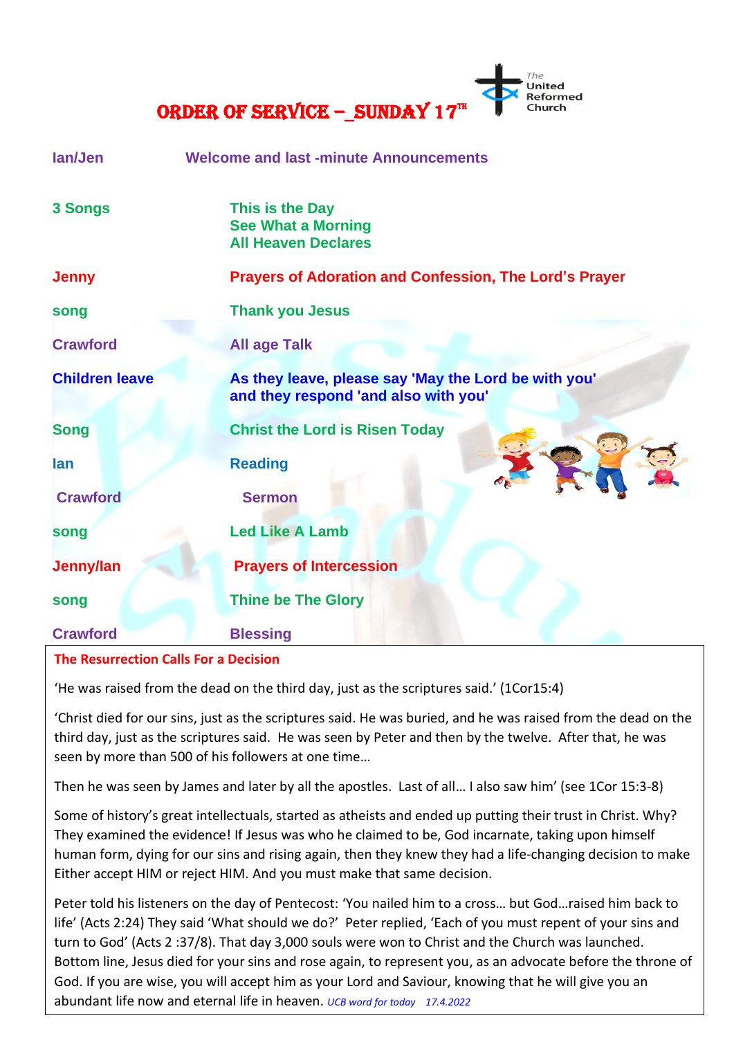# ORDER OF SERVICE – SUNDAY 17TH

The United Reformed Church

| | |
|---|---|
| Ian/Jen | Welcome and last -minute Announcements |
| 3 Songs | This is the Day<br>See What a Morning<br>All Heaven Declares |
| Jenny | Prayers of Adoration and Confession, The Lord's Prayer |
| song | Thank you Jesus |
| Crawford | All age Talk |
| Children leave | As they leave, please say 'May the Lord be with you' and they respond 'and also with you' |
| Song | Christ the Lord is Risen Today |
| Ian | Reading |
| Crawford | Sermon |
| song | Led Like A Lamb |
| Jenny/Ian | Prayers of Intercession |
| song | Thine be The Glory |
| Crawford | Blessing |

**The Resurrection Calls For a Decision**

'He was raised from the dead on the third day, just as the scriptures said.' (1Cor15:4)

'Christ died for our sins, just as the scriptures said. He was buried, and he was raised from the dead on the third day, just as the scriptures said. He was seen by Peter and then by the twelve. After that, he was seen by more than 500 of his followers at one time…

Then he was seen by James and later by all the apostles. Last of all… I also saw him' (see 1Cor 15:3-8)

Some of history's great intellectuals, started as atheists and ended up putting their trust in Christ. Why? They examined the evidence! If Jesus was who he claimed to be, God incarnate, taking upon himself human form, dying for our sins and rising again, then they knew they had a life-changing decision to make Either accept HIM or reject HIM. And you must make that same decision.

Peter told his listeners on the day of Pentecost: 'You nailed him to a cross… but God…raised him back to life' (Acts 2:24) They said 'What should we do?' Peter replied, 'Each of you must repent of your sins and turn to God' (Acts 2 :37/8). That day 3,000 souls were won to Christ and the Church was launched. Bottom line, Jesus died for your sins and rose again, to represent you, as an advocate before the throne of God. If you are wise, you will accept him as your Lord and Saviour, knowing that he will give you an abundant life now and eternal life in heaven. *UCB word for today 17.4.2022*